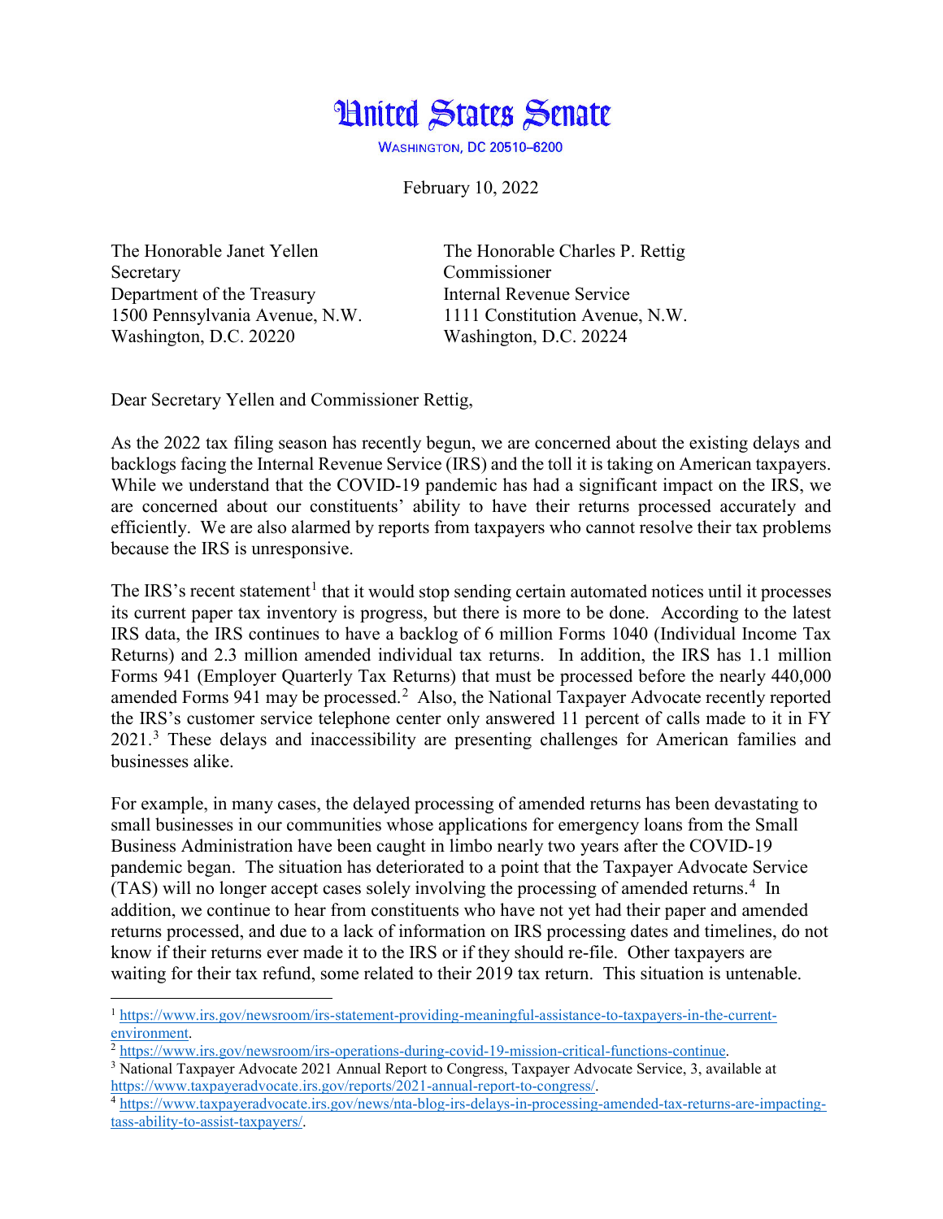# United States Senate

WASHINGTON, DC 20510–6200

February 10, 2022

The Honorable Janet Yellen
Secretary
Department of the Treasury
1500 Pennsylvania Avenue, N.W.
Washington, D.C. 20220

The Honorable Charles P. Rettig
Commissioner
Internal Revenue Service
1111 Constitution Avenue, N.W.
Washington, D.C. 20224

Dear Secretary Yellen and Commissioner Rettig,

As the 2022 tax filing season has recently begun, we are concerned about the existing delays and backlogs facing the Internal Revenue Service (IRS) and the toll it is taking on American taxpayers. While we understand that the COVID-19 pandemic has had a significant impact on the IRS, we are concerned about our constituents' ability to have their returns processed accurately and efficiently. We are also alarmed by reports from taxpayers who cannot resolve their tax problems because the IRS is unresponsive.

The IRS's recent statement[1] that it would stop sending certain automated notices until it processes its current paper tax inventory is progress, but there is more to be done. According to the latest IRS data, the IRS continues to have a backlog of 6 million Forms 1040 (Individual Income Tax Returns) and 2.3 million amended individual tax returns. In addition, the IRS has 1.1 million Forms 941 (Employer Quarterly Tax Returns) that must be processed before the nearly 440,000 amended Forms 941 may be processed.[2] Also, the National Taxpayer Advocate recently reported the IRS's customer service telephone center only answered 11 percent of calls made to it in FY 2021.[3] These delays and inaccessibility are presenting challenges for American families and businesses alike.

For example, in many cases, the delayed processing of amended returns has been devastating to small businesses in our communities whose applications for emergency loans from the Small Business Administration have been caught in limbo nearly two years after the COVID-19 pandemic began. The situation has deteriorated to a point that the Taxpayer Advocate Service (TAS) will no longer accept cases solely involving the processing of amended returns.[4] In addition, we continue to hear from constituents who have not yet had their paper and amended returns processed, and due to a lack of information on IRS processing dates and timelines, do not know if their returns ever made it to the IRS or if they should re-file. Other taxpayers are waiting for their tax refund, some related to their 2019 tax return. This situation is untenable.

---

[1] https://www.irs.gov/newsroom/irs-statement-providing-meaningful-assistance-to-taxpayers-in-the-current-environment.

[2] https://www.irs.gov/newsroom/irs-operations-during-covid-19-mission-critical-functions-continue.

[3] National Taxpayer Advocate 2021 Annual Report to Congress, Taxpayer Advocate Service, 3, available at https://www.taxpayeradvocate.irs.gov/reports/2021-annual-report-to-congress/.

[4] https://www.taxpayeradvocate.irs.gov/news/nta-blog-irs-delays-in-processing-amended-tax-returns-are-impacting-tass-ability-to-assist-taxpayers/.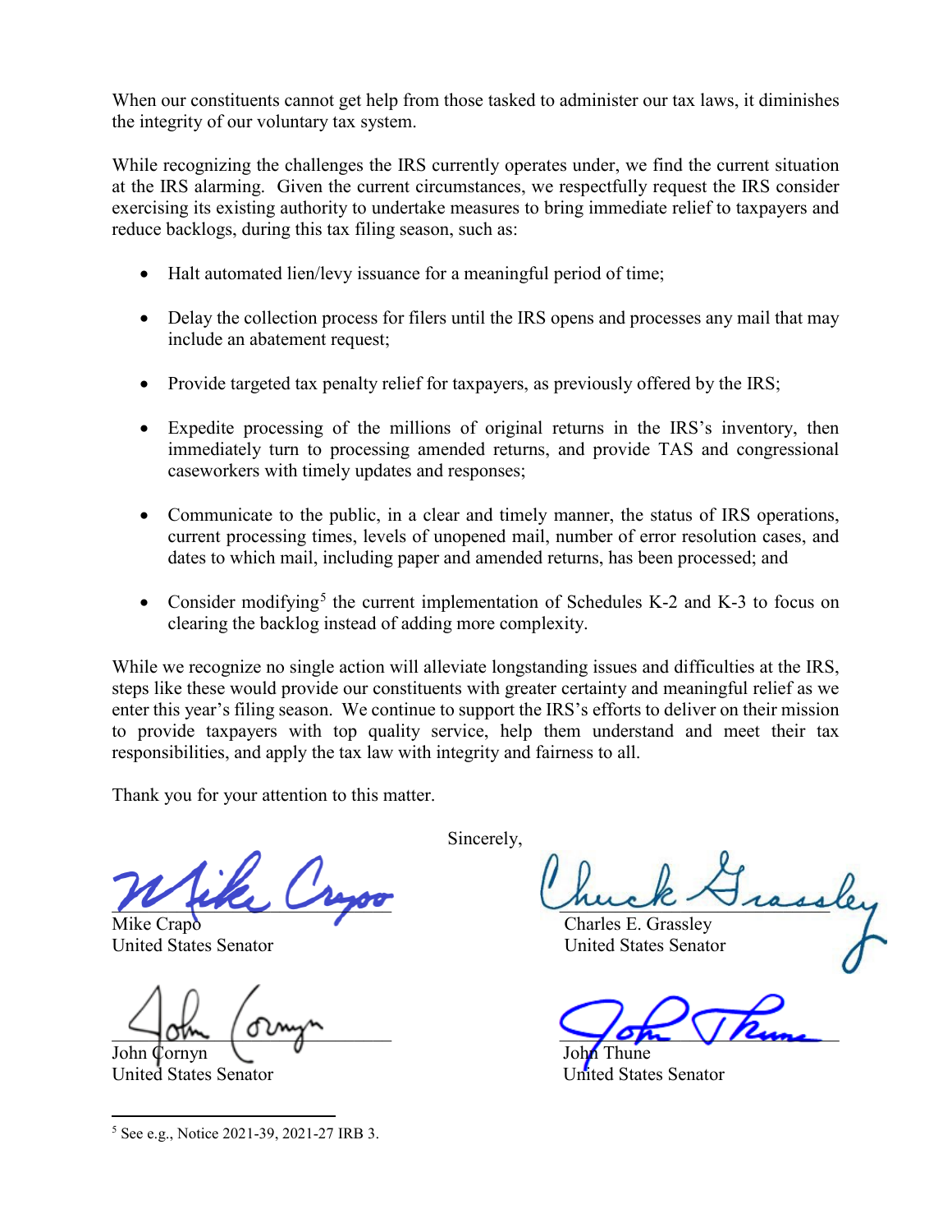When our constituents cannot get help from those tasked to administer our tax laws, it diminishes the integrity of our voluntary tax system.

While recognizing the challenges the IRS currently operates under, we find the current situation at the IRS alarming. Given the current circumstances, we respectfully request the IRS consider exercising its existing authority to undertake measures to bring immediate relief to taxpayers and reduce backlogs, during this tax filing season, such as:

- Halt automated lien/levy issuance for a meaningful period of time;
- Delay the collection process for filers until the IRS opens and processes any mail that may include an abatement request;
- Provide targeted tax penalty relief for taxpayers, as previously offered by the IRS;
- Expedite processing of the millions of original returns in the IRS's inventory, then immediately turn to processing amended returns, and provide TAS and congressional caseworkers with timely updates and responses;
- Communicate to the public, in a clear and timely manner, the status of IRS operations, current processing times, levels of unopened mail, number of error resolution cases, and dates to which mail, including paper and amended returns, has been processed; and
- Consider modifying[5] the current implementation of Schedules K-2 and K-3 to focus on clearing the backlog instead of adding more complexity.

While we recognize no single action will alleviate longstanding issues and difficulties at the IRS, steps like these would provide our constituents with greater certainty and meaningful relief as we enter this year's filing season. We continue to support the IRS's efforts to deliver on their mission to provide taxpayers with top quality service, help them understand and meet their tax responsibilities, and apply the tax law with integrity and fairness to all.

Thank you for your attention to this matter.

Sincerely,

Mike Crapo
United States Senator

Charles E. Grassley
United States Senator

John Cornyn
United States Senator

John Thune
United States Senator

[5] See e.g., Notice 2021-39, 2021-27 IRB 3.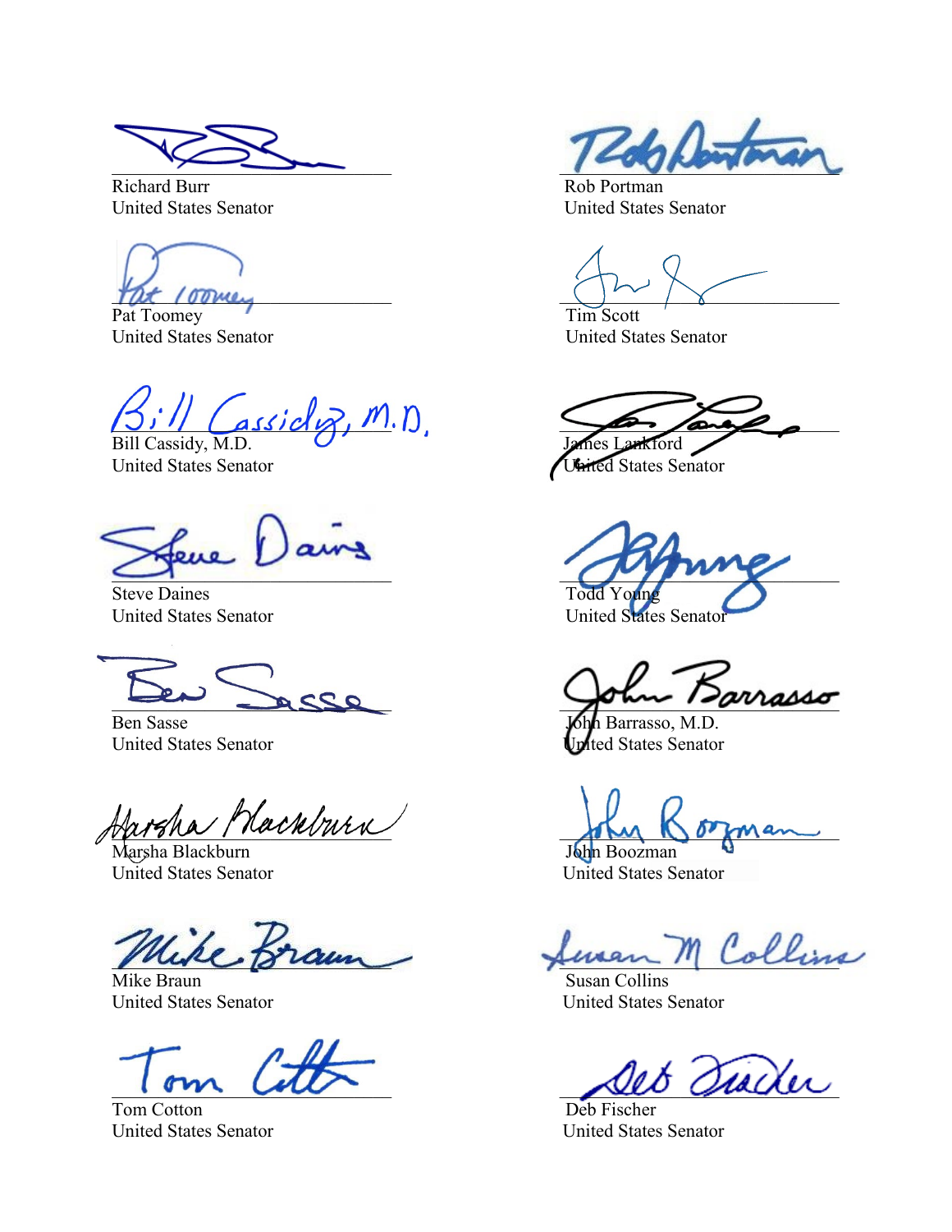Richard Burr
United States Senator

Rob Portman
United States Senator

Pat Toomey
United States Senator

Tim Scott
United States Senator

Bill Cassidy, M.D.
United States Senator

James Lankford
United States Senator

Steve Daines
United States Senator

Todd Young
United States Senator

Ben Sasse
United States Senator

John Barrasso, M.D.
United States Senator

Marsha Blackburn
United States Senator

John Boozman
United States Senator

Mike Braun
United States Senator

Susan Collins
United States Senator

Tom Cotton
United States Senator

Deb Fischer
United States Senator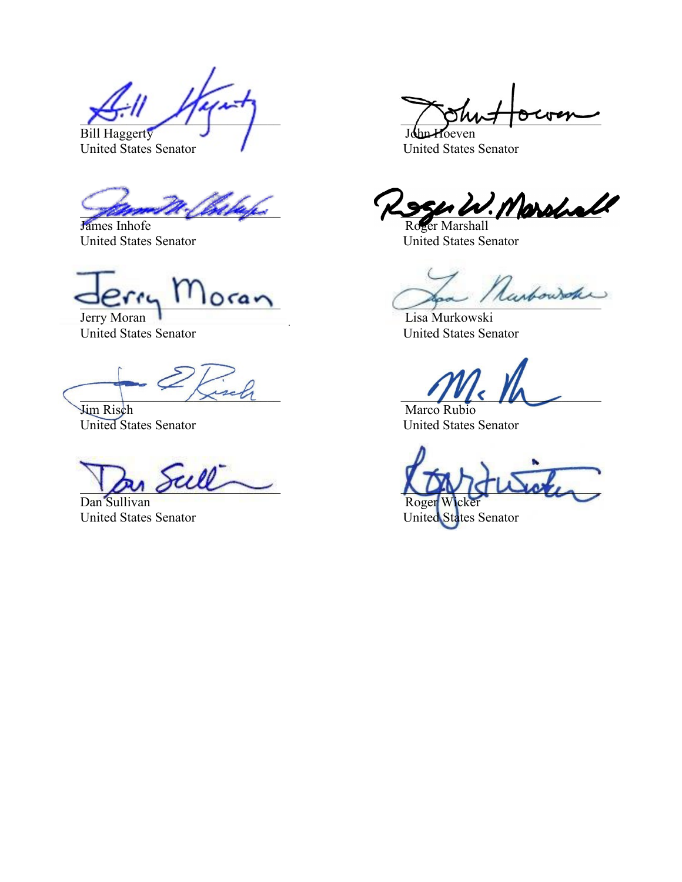Bill Haggerty
United States Senator

John Hoeven
United States Senator

James Inhofe
United States Senator

Roger Marshall
United States Senator

Jerry Moran
United States Senator

Lisa Murkowski
United States Senator

Jim Risch
United States Senator

Marco Rubio
United States Senator

Dan Sullivan
United States Senator

Roger Wicker
United States Senator